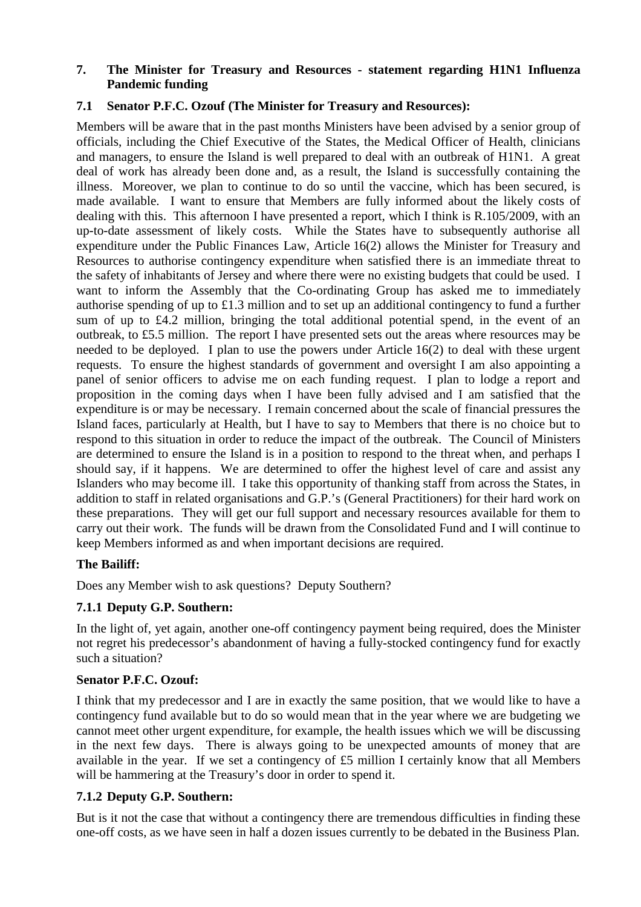## 7. The Minister for Treasury and Resources - statement regarding H1N1 Influenza Pandemic funding

### 7.1 Senator P.F.C. Ozouf (The Minister for Treasury and Resources):

Members will be aware that in the past months Ministers have been advised by a senior group of officials, including the Chief Executive of the States, the Medical Officer of Health, clinicians and managers, to ensure the Island is well prepared to deal with an outbreak of H1N1. A great deal of work has already been done and, as a result, the Island is successfully containing the illness. Moreover, we plan to continue to do so until the vaccine, which has been secured, is made available. I want to ensure that Members are fully informed about the likely costs of dealing with this. This afternoon I have presented a report, which I think is R.105/2009, with an up-to-date assessment of likely costs. While the States have to subsequently authorise all expenditure under the Public Finances Law, Article 16(2) allows the Minister for Treasury and Resources to authorise contingency expenditure when satisfied there is an immediate threat to the safety of inhabitants of Jersey and where there were no existing budgets that could be used. I want to inform the Assembly that the Co-ordinating Group has asked me to immediately authorise spending of up to £1.3 million and to set up an additional contingency to fund a further sum of up to £4.2 million, bringing the total additional potential spend, in the event of an outbreak, to £5.5 million. The report I have presented sets out the areas where resources may be needed to be deployed. I plan to use the powers under Article 16(2) to deal with these urgent requests. To ensure the highest standards of government and oversight I am also appointing a panel of senior officers to advise me on each funding request. I plan to lodge a report and proposition in the coming days when I have been fully advised and I am satisfied that the expenditure is or may be necessary. I remain concerned about the scale of financial pressures the Island faces, particularly at Health, but I have to say to Members that there is no choice but to respond to this situation in order to reduce the impact of the outbreak. The Council of Ministers are determined to ensure the Island is in a position to respond to the threat when, and perhaps I should say, if it happens. We are determined to offer the highest level of care and assist any Islanders who may become ill. I take this opportunity of thanking staff from across the States, in addition to staff in related organisations and G.P.'s (General Practitioners) for their hard work on these preparations. They will get our full support and necessary resources available for them to carry out their work. The funds will be drawn from the Consolidated Fund and I will continue to keep Members informed as and when important decisions are required.

**The Bailiff:**

Does any Member wish to ask questions? Deputy Southern?

### 7.1.1 Deputy G.P. Southern:

In the light of, yet again, another one-off contingency payment being required, does the Minister not regret his predecessor's abandonment of having a fully-stocked contingency fund for exactly such a situation?

**Senator P.F.C. Ozouf:**

I think that my predecessor and I are in exactly the same position, that we would like to have a contingency fund available but to do so would mean that in the year where we are budgeting we cannot meet other urgent expenditure, for example, the health issues which we will be discussing in the next few days. There is always going to be unexpected amounts of money that are available in the year. If we set a contingency of £5 million I certainly know that all Members will be hammering at the Treasury's door in order to spend it.

### 7.1.2 Deputy G.P. Southern:

But is it not the case that without a contingency there are tremendous difficulties in finding these one-off costs, as we have seen in half a dozen issues currently to be debated in the Business Plan.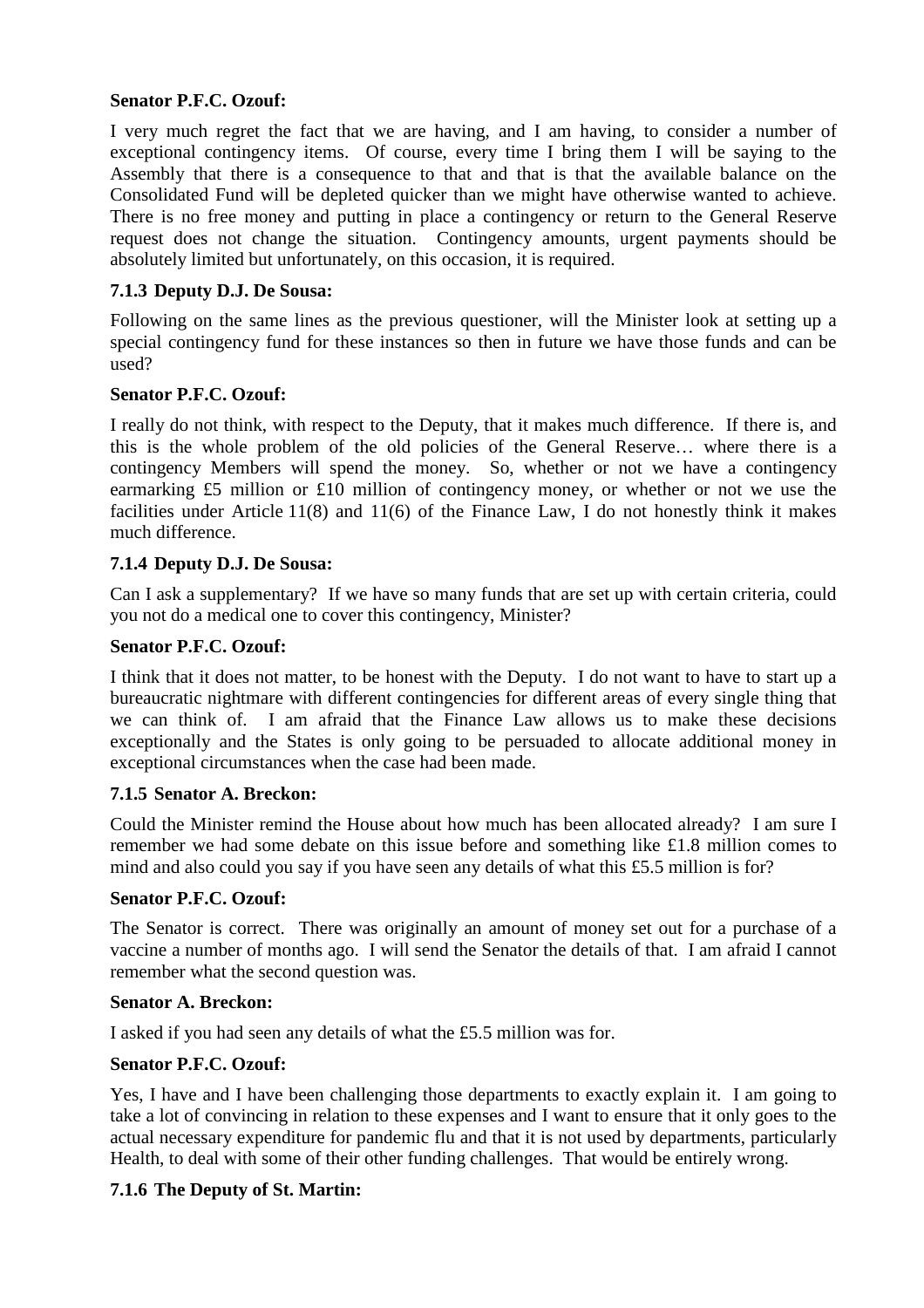**Senator P.F.C. Ozouf:**

I very much regret the fact that we are having, and I am having, to consider a number of exceptional contingency items. Of course, every time I bring them I will be saying to the Assembly that there is a consequence to that and that is that the available balance on the Consolidated Fund will be depleted quicker than we might have otherwise wanted to achieve. There is no free money and putting in place a contingency or return to the General Reserve request does not change the situation. Contingency amounts, urgent payments should be absolutely limited but unfortunately, on this occasion, it is required.

### 7.1.3 Deputy D.J. De Sousa:

Following on the same lines as the previous questioner, will the Minister look at setting up a special contingency fund for these instances so then in future we have those funds and can be used?

**Senator P.F.C. Ozouf:**

I really do not think, with respect to the Deputy, that it makes much difference. If there is, and this is the whole problem of the old policies of the General Reserve… where there is a contingency Members will spend the money. So, whether or not we have a contingency earmarking £5 million or £10 million of contingency money, or whether or not we use the facilities under Article 11(8) and 11(6) of the Finance Law, I do not honestly think it makes much difference.

### 7.1.4 Deputy D.J. De Sousa:

Can I ask a supplementary? If we have so many funds that are set up with certain criteria, could you not do a medical one to cover this contingency, Minister?

**Senator P.F.C. Ozouf:**

I think that it does not matter, to be honest with the Deputy. I do not want to have to start up a bureaucratic nightmare with different contingencies for different areas of every single thing that we can think of. I am afraid that the Finance Law allows us to make these decisions exceptionally and the States is only going to be persuaded to allocate additional money in exceptional circumstances when the case had been made.

### 7.1.5 Senator A. Breckon:

Could the Minister remind the House about how much has been allocated already? I am sure I remember we had some debate on this issue before and something like £1.8 million comes to mind and also could you say if you have seen any details of what this £5.5 million is for?

**Senator P.F.C. Ozouf:**

The Senator is correct. There was originally an amount of money set out for a purchase of a vaccine a number of months ago. I will send the Senator the details of that. I am afraid I cannot remember what the second question was.

**Senator A. Breckon:**

I asked if you had seen any details of what the £5.5 million was for.

**Senator P.F.C. Ozouf:**

Yes, I have and I have been challenging those departments to exactly explain it. I am going to take a lot of convincing in relation to these expenses and I want to ensure that it only goes to the actual necessary expenditure for pandemic flu and that it is not used by departments, particularly Health, to deal with some of their other funding challenges. That would be entirely wrong.

### 7.1.6 The Deputy of St. Martin: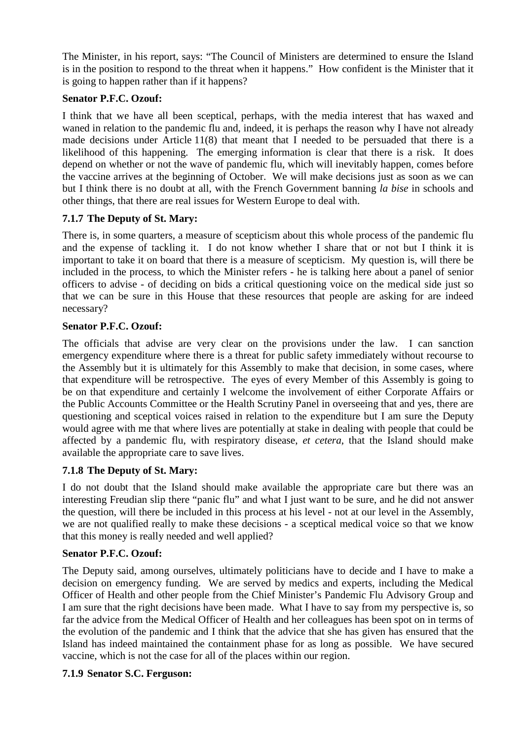The Minister, in his report, says: "The Council of Ministers are determined to ensure the Island is in the position to respond to the threat when it happens." How confident is the Minister that it is going to happen rather than if it happens?

**Senator P.F.C. Ozouf:**

I think that we have all been sceptical, perhaps, with the media interest that has waxed and waned in relation to the pandemic flu and, indeed, it is perhaps the reason why I have not already made decisions under Article 11(8) that meant that I needed to be persuaded that there is a likelihood of this happening. The emerging information is clear that there is a risk. It does depend on whether or not the wave of pandemic flu, which will inevitably happen, comes before the vaccine arrives at the beginning of October. We will make decisions just as soon as we can but I think there is no doubt at all, with the French Government banning *la bise* in schools and other things, that there are real issues for Western Europe to deal with.

**7.1.7 The Deputy of St. Mary:**

There is, in some quarters, a measure of scepticism about this whole process of the pandemic flu and the expense of tackling it. I do not know whether I share that or not but I think it is important to take it on board that there is a measure of scepticism. My question is, will there be included in the process, to which the Minister refers - he is talking here about a panel of senior officers to advise - of deciding on bids a critical questioning voice on the medical side just so that we can be sure in this House that these resources that people are asking for are indeed necessary?

**Senator P.F.C. Ozouf:**

The officials that advise are very clear on the provisions under the law. I can sanction emergency expenditure where there is a threat for public safety immediately without recourse to the Assembly but it is ultimately for this Assembly to make that decision, in some cases, where that expenditure will be retrospective. The eyes of every Member of this Assembly is going to be on that expenditure and certainly I welcome the involvement of either Corporate Affairs or the Public Accounts Committee or the Health Scrutiny Panel in overseeing that and yes, there are questioning and sceptical voices raised in relation to the expenditure but I am sure the Deputy would agree with me that where lives are potentially at stake in dealing with people that could be affected by a pandemic flu, with respiratory disease, *et cetera*, that the Island should make available the appropriate care to save lives.

**7.1.8 The Deputy of St. Mary:**

I do not doubt that the Island should make available the appropriate care but there was an interesting Freudian slip there "panic flu" and what I just want to be sure, and he did not answer the question, will there be included in this process at his level - not at our level in the Assembly, we are not qualified really to make these decisions - a sceptical medical voice so that we know that this money is really needed and well applied?

**Senator P.F.C. Ozouf:**

The Deputy said, among ourselves, ultimately politicians have to decide and I have to make a decision on emergency funding. We are served by medics and experts, including the Medical Officer of Health and other people from the Chief Minister's Pandemic Flu Advisory Group and I am sure that the right decisions have been made. What I have to say from my perspective is, so far the advice from the Medical Officer of Health and her colleagues has been spot on in terms of the evolution of the pandemic and I think that the advice that she has given has ensured that the Island has indeed maintained the containment phase for as long as possible. We have secured vaccine, which is not the case for all of the places within our region.

**7.1.9 Senator S.C. Ferguson:**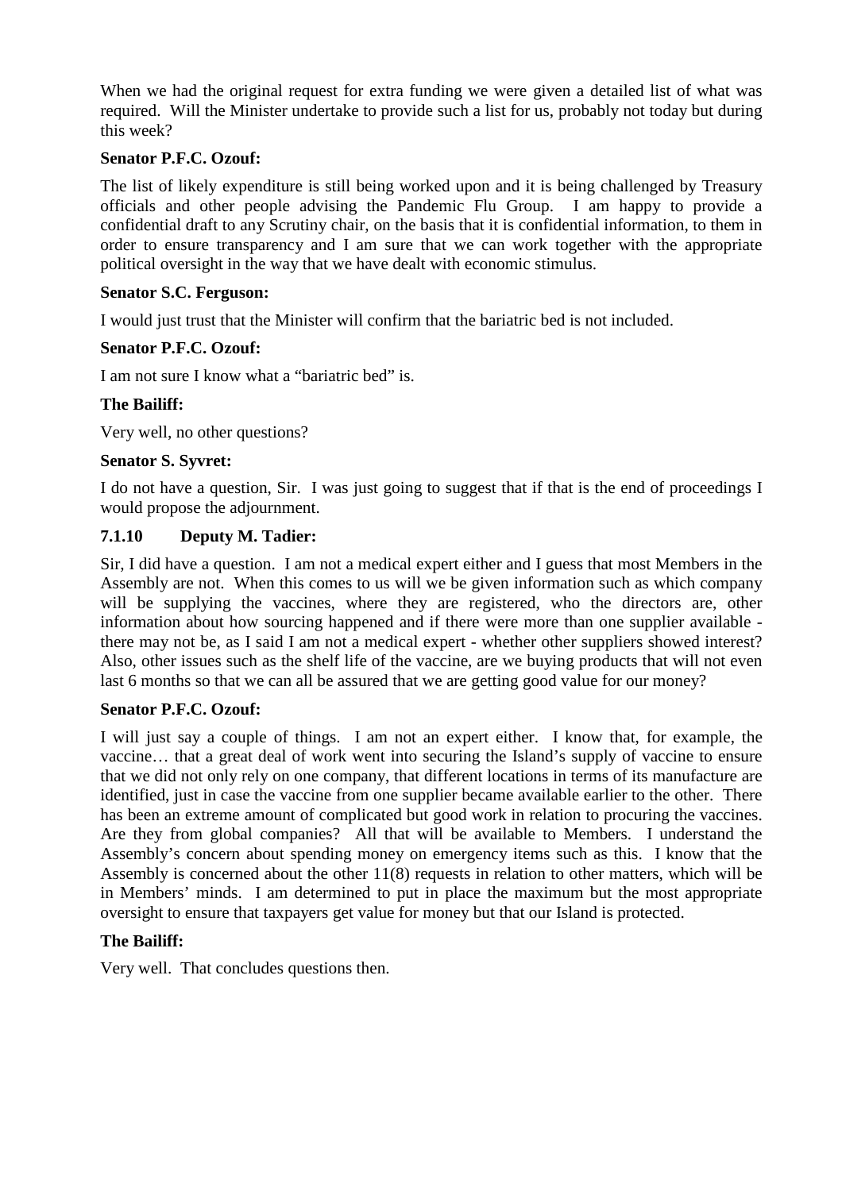When we had the original request for extra funding we were given a detailed list of what was required. Will the Minister undertake to provide such a list for us, probably not today but during this week?

**Senator P.F.C. Ozouf:**

The list of likely expenditure is still being worked upon and it is being challenged by Treasury officials and other people advising the Pandemic Flu Group. I am happy to provide a confidential draft to any Scrutiny chair, on the basis that it is confidential information, to them in order to ensure transparency and I am sure that we can work together with the appropriate political oversight in the way that we have dealt with economic stimulus.

**Senator S.C. Ferguson:**

I would just trust that the Minister will confirm that the bariatric bed is not included.

**Senator P.F.C. Ozouf:**

I am not sure I know what a "bariatric bed" is.

**The Bailiff:**

Very well, no other questions?

**Senator S. Syvret:**

I do not have a question, Sir. I was just going to suggest that if that is the end of proceedings I would propose the adjournment.

**7.1.10 Deputy M. Tadier:**

Sir, I did have a question. I am not a medical expert either and I guess that most Members in the Assembly are not. When this comes to us will we be given information such as which company will be supplying the vaccines, where they are registered, who the directors are, other information about how sourcing happened and if there were more than one supplier available - there may not be, as I said I am not a medical expert - whether other suppliers showed interest? Also, other issues such as the shelf life of the vaccine, are we buying products that will not even last 6 months so that we can all be assured that we are getting good value for our money?

**Senator P.F.C. Ozouf:**

I will just say a couple of things. I am not an expert either. I know that, for example, the vaccine… that a great deal of work went into securing the Island's supply of vaccine to ensure that we did not only rely on one company, that different locations in terms of its manufacture are identified, just in case the vaccine from one supplier became available earlier to the other. There has been an extreme amount of complicated but good work in relation to procuring the vaccines. Are they from global companies? All that will be available to Members. I understand the Assembly's concern about spending money on emergency items such as this. I know that the Assembly is concerned about the other 11(8) requests in relation to other matters, which will be in Members' minds. I am determined to put in place the maximum but the most appropriate oversight to ensure that taxpayers get value for money but that our Island is protected.

**The Bailiff:**

Very well. That concludes questions then.